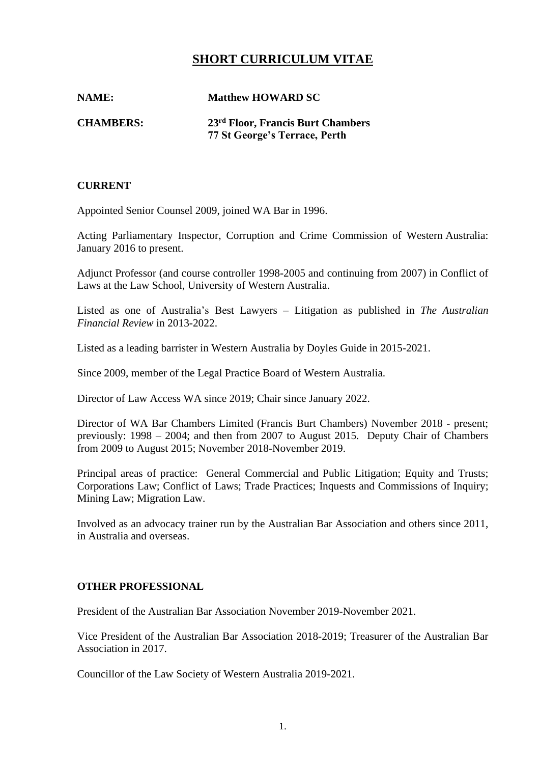# SHORT CURRICULUM VITAE

**NAME:** **Matthew HOWARD SC**

**CHAMBERS:** **23rd Floor, Francis Burt Chambers**
**77 St George's Terrace, Perth**

## CURRENT

Appointed Senior Counsel 2009, joined WA Bar in 1996.

Acting Parliamentary Inspector, Corruption and Crime Commission of Western Australia: January 2016 to present.

Adjunct Professor (and course controller 1998-2005 and continuing from 2007) in Conflict of Laws at the Law School, University of Western Australia.

Listed as one of Australia's Best Lawyers – Litigation as published in *The Australian Financial Review* in 2013-2022.

Listed as a leading barrister in Western Australia by Doyles Guide in 2015-2021.

Since 2009, member of the Legal Practice Board of Western Australia.

Director of Law Access WA since 2019; Chair since January 2022.

Director of WA Bar Chambers Limited (Francis Burt Chambers) November 2018 - present; previously: 1998 – 2004; and then from 2007 to August 2015. Deputy Chair of Chambers from 2009 to August 2015; November 2018-November 2019.

Principal areas of practice: General Commercial and Public Litigation; Equity and Trusts; Corporations Law; Conflict of Laws; Trade Practices; Inquests and Commissions of Inquiry; Mining Law; Migration Law.

Involved as an advocacy trainer run by the Australian Bar Association and others since 2011, in Australia and overseas.

## OTHER PROFESSIONAL

President of the Australian Bar Association November 2019-November 2021.

Vice President of the Australian Bar Association 2018-2019; Treasurer of the Australian Bar Association in 2017.

Councillor of the Law Society of Western Australia 2019-2021.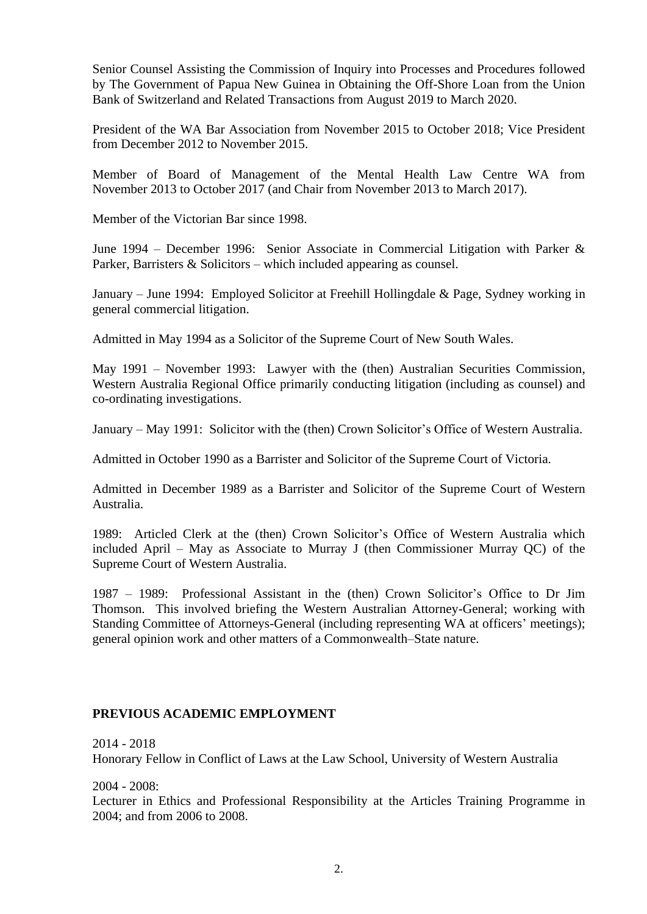Senior Counsel Assisting the Commission of Inquiry into Processes and Procedures followed by The Government of Papua New Guinea in Obtaining the Off-Shore Loan from the Union Bank of Switzerland and Related Transactions from August 2019 to March 2020.

President of the WA Bar Association from November 2015 to October 2018; Vice President from December 2012 to November 2015.

Member of Board of Management of the Mental Health Law Centre WA from November 2013 to October 2017 (and Chair from November 2013 to March 2017).

Member of the Victorian Bar since 1998.

June 1994 – December 1996: Senior Associate in Commercial Litigation with Parker & Parker, Barristers & Solicitors – which included appearing as counsel.

January – June 1994: Employed Solicitor at Freehill Hollingdale & Page, Sydney working in general commercial litigation.

Admitted in May 1994 as a Solicitor of the Supreme Court of New South Wales.

May 1991 – November 1993: Lawyer with the (then) Australian Securities Commission, Western Australia Regional Office primarily conducting litigation (including as counsel) and co-ordinating investigations.

January – May 1991: Solicitor with the (then) Crown Solicitor's Office of Western Australia.

Admitted in October 1990 as a Barrister and Solicitor of the Supreme Court of Victoria.

Admitted in December 1989 as a Barrister and Solicitor of the Supreme Court of Western Australia.

1989: Articled Clerk at the (then) Crown Solicitor's Office of Western Australia which included April – May as Associate to Murray J (then Commissioner Murray QC) of the Supreme Court of Western Australia.

1987 – 1989: Professional Assistant in the (then) Crown Solicitor's Office to Dr Jim Thomson. This involved briefing the Western Australian Attorney-General; working with Standing Committee of Attorneys-General (including representing WA at officers' meetings); general opinion work and other matters of a Commonwealth–State nature.

## PREVIOUS ACADEMIC EMPLOYMENT

2014 - 2018
Honorary Fellow in Conflict of Laws at the Law School, University of Western Australia

2004 - 2008:
Lecturer in Ethics and Professional Responsibility at the Articles Training Programme in 2004; and from 2006 to 2008.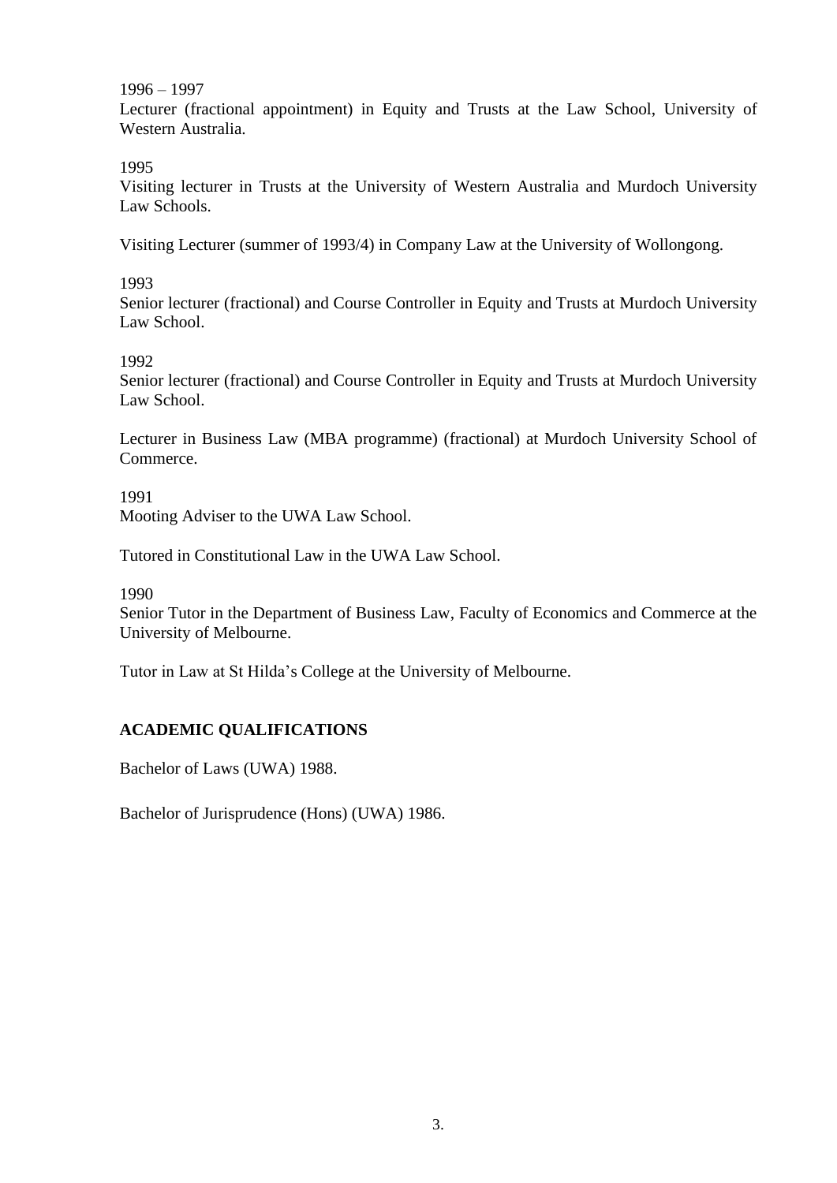1996 – 1997
Lecturer (fractional appointment) in Equity and Trusts at the Law School, University of Western Australia.

1995
Visiting lecturer in Trusts at the University of Western Australia and Murdoch University Law Schools.

Visiting Lecturer (summer of 1993/4) in Company Law at the University of Wollongong.

1993
Senior lecturer (fractional) and Course Controller in Equity and Trusts at Murdoch University Law School.

1992
Senior lecturer (fractional) and Course Controller in Equity and Trusts at Murdoch University Law School.

Lecturer in Business Law (MBA programme) (fractional) at Murdoch University School of Commerce.

1991
Mooting Adviser to the UWA Law School.

Tutored in Constitutional Law in the UWA Law School.

1990
Senior Tutor in the Department of Business Law, Faculty of Economics and Commerce at the University of Melbourne.

Tutor in Law at St Hilda's College at the University of Melbourne.

## ACADEMIC QUALIFICATIONS

Bachelor of Laws (UWA) 1988.

Bachelor of Jurisprudence (Hons) (UWA) 1986.